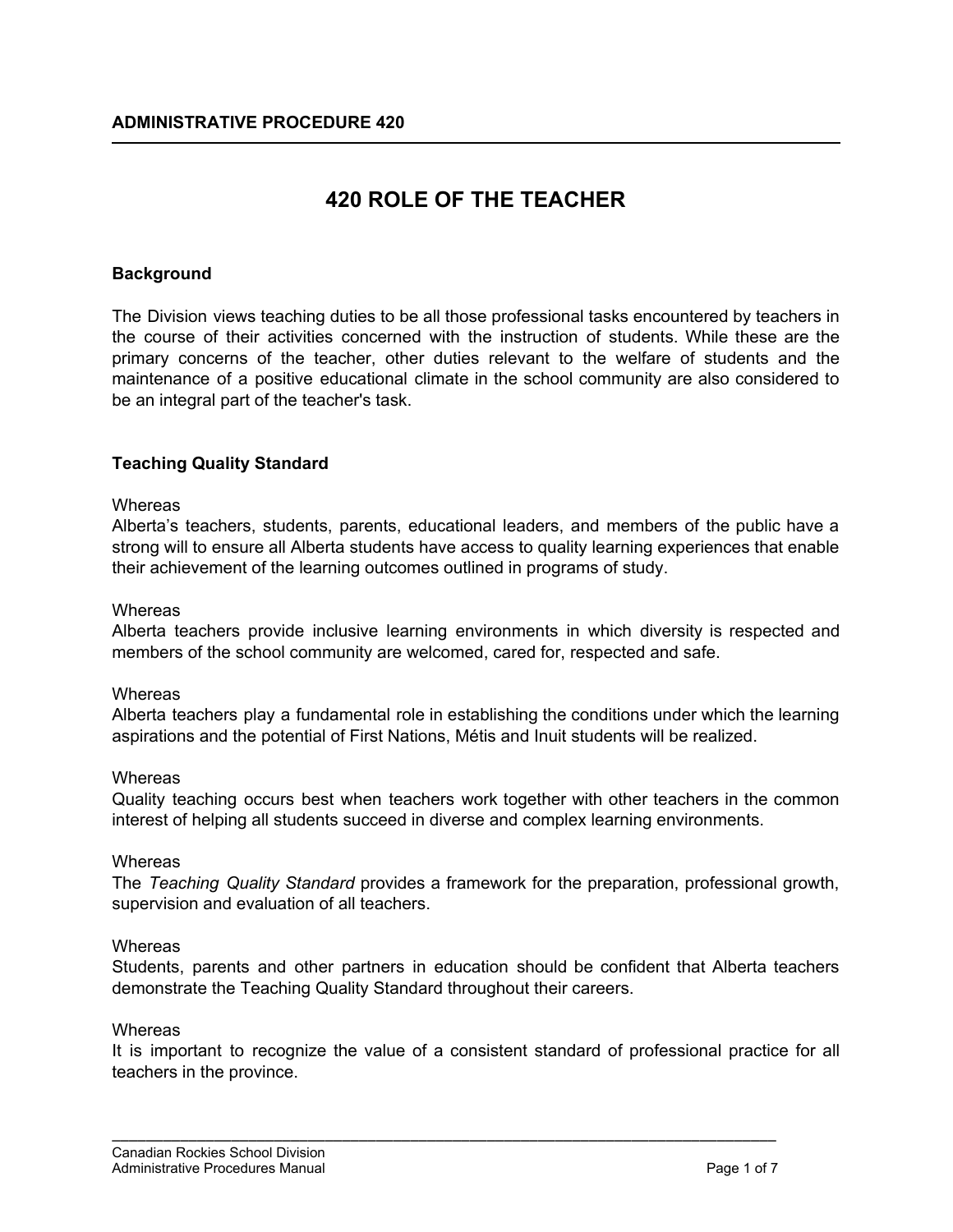**ADMINISTRATIVE PROCEDURE 420**

# 420 ROLE OF THE TEACHER

## Background

The Division views teaching duties to be all those professional tasks encountered by teachers in the course of their activities concerned with the instruction of students. While these are the primary concerns of the teacher, other duties relevant to the welfare of students and the maintenance of a positive educational climate in the school community are also considered to be an integral part of the teacher's task.

## Teaching Quality Standard

Whereas
Alberta's teachers, students, parents, educational leaders, and members of the public have a strong will to ensure all Alberta students have access to quality learning experiences that enable their achievement of the learning outcomes outlined in programs of study.

Whereas
Alberta teachers provide inclusive learning environments in which diversity is respected and members of the school community are welcomed, cared for, respected and safe.

Whereas
Alberta teachers play a fundamental role in establishing the conditions under which the learning aspirations and the potential of First Nations, Métis and Inuit students will be realized.

Whereas
Quality teaching occurs best when teachers work together with other teachers in the common interest of helping all students succeed in diverse and complex learning environments.

Whereas
The *Teaching Quality Standard* provides a framework for the preparation, professional growth, supervision and evaluation of all teachers.

Whereas
Students, parents and other partners in education should be confident that Alberta teachers demonstrate the Teaching Quality Standard throughout their careers.

Whereas
It is important to recognize the value of a consistent standard of professional practice for all teachers in the province.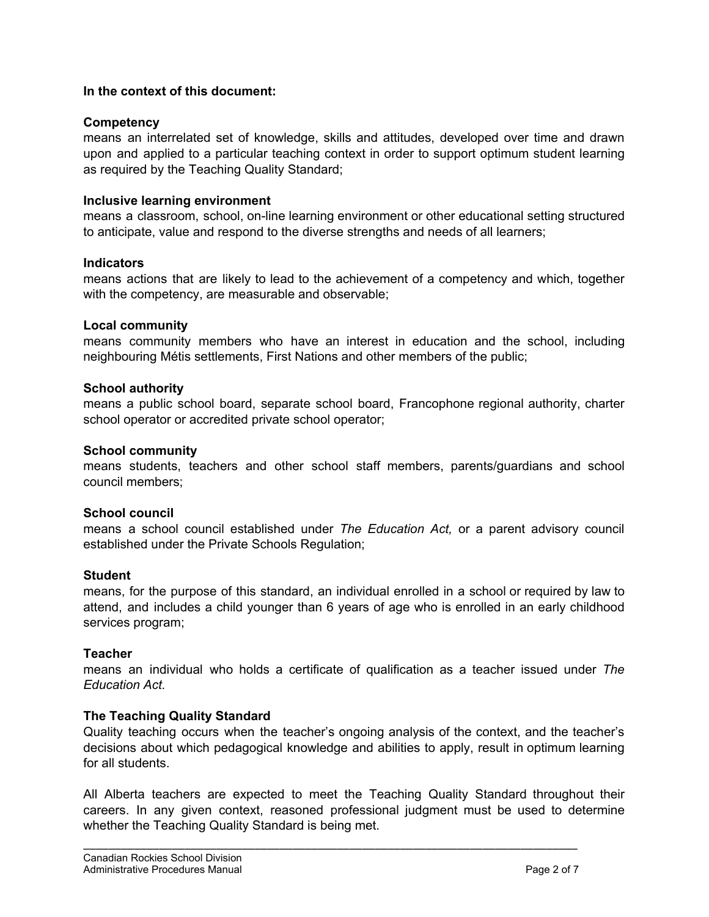**In the context of this document:**

**Competency**
means an interrelated set of knowledge, skills and attitudes, developed over time and drawn upon and applied to a particular teaching context in order to support optimum student learning as required by the Teaching Quality Standard;

**Inclusive learning environment**
means a classroom, school, on-line learning environment or other educational setting structured to anticipate, value and respond to the diverse strengths and needs of all learners;

**Indicators**
means actions that are likely to lead to the achievement of a competency and which, together with the competency, are measurable and observable;

**Local community**
means community members who have an interest in education and the school, including neighbouring Métis settlements, First Nations and other members of the public;

**School authority**
means a public school board, separate school board, Francophone regional authority, charter school operator or accredited private school operator;

**School community**
means students, teachers and other school staff members, parents/guardians and school council members;

**School council**
means a school council established under *The Education Act,* or a parent advisory council established under the Private Schools Regulation;

**Student**
means, for the purpose of this standard, an individual enrolled in a school or required by law to attend, and includes a child younger than 6 years of age who is enrolled in an early childhood services program;

**Teacher**
means an individual who holds a certificate of qualification as a teacher issued under *The Education Act.*

**The Teaching Quality Standard**
Quality teaching occurs when the teacher's ongoing analysis of the context, and the teacher's decisions about which pedagogical knowledge and abilities to apply, result in optimum learning for all students.

All Alberta teachers are expected to meet the Teaching Quality Standard throughout their careers. In any given context, reasoned professional judgment must be used to determine whether the Teaching Quality Standard is being met.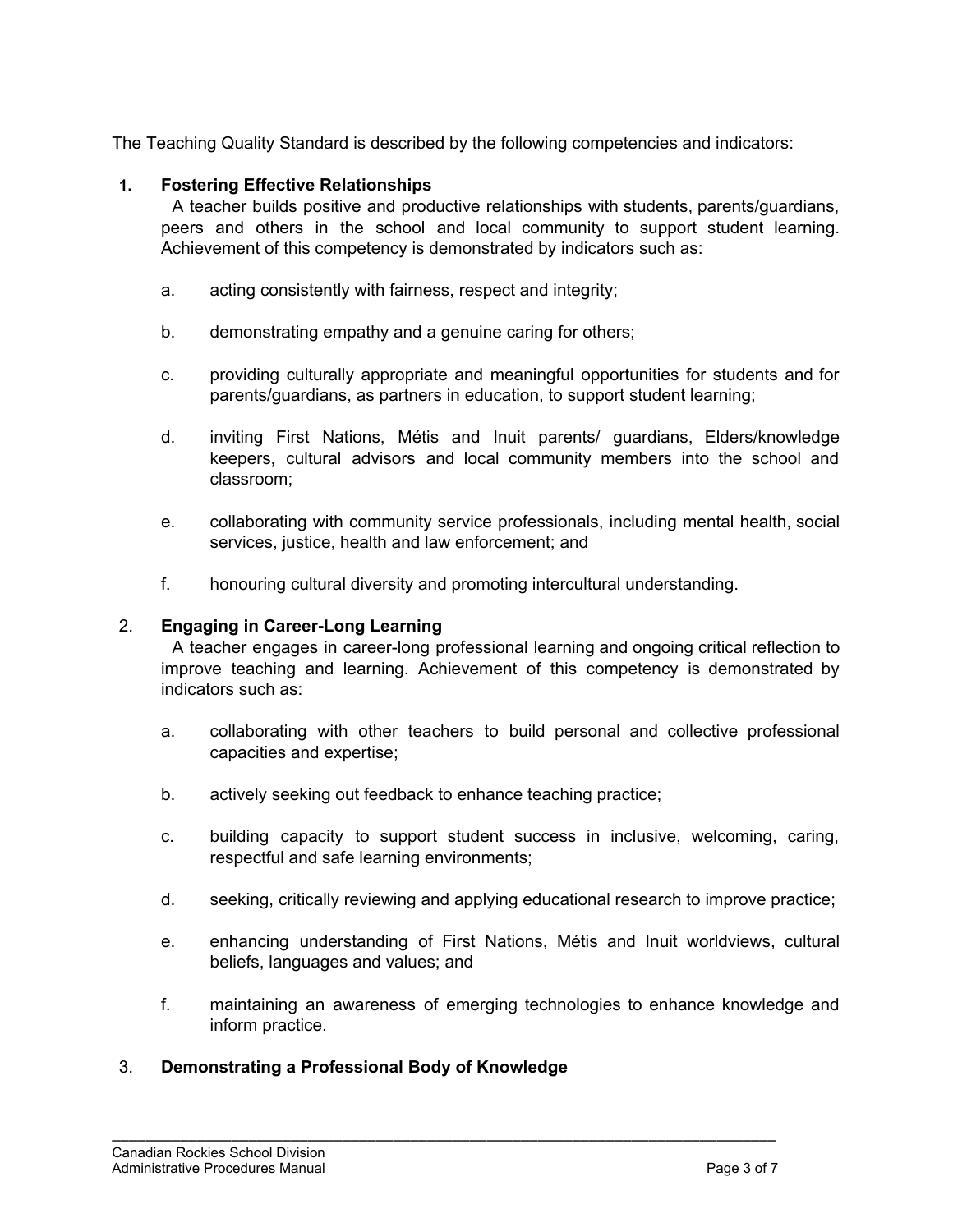The Teaching Quality Standard is described by the following competencies and indicators:

1. **Fostering Effective Relationships**

   A teacher builds positive and productive relationships with students, parents/guardians, peers and others in the school and local community to support student learning. Achievement of this competency is demonstrated by indicators such as:

   a. acting consistently with fairness, respect and integrity;

   b. demonstrating empathy and a genuine caring for others;

   c. providing culturally appropriate and meaningful opportunities for students and for parents/guardians, as partners in education, to support student learning;

   d. inviting First Nations, Métis and Inuit parents/ guardians, Elders/knowledge keepers, cultural advisors and local community members into the school and classroom;

   e. collaborating with community service professionals, including mental health, social services, justice, health and law enforcement; and

   f. honouring cultural diversity and promoting intercultural understanding.

2. **Engaging in Career-Long Learning**

   A teacher engages in career-long professional learning and ongoing critical reflection to improve teaching and learning. Achievement of this competency is demonstrated by indicators such as:

   a. collaborating with other teachers to build personal and collective professional capacities and expertise;

   b. actively seeking out feedback to enhance teaching practice;

   c. building capacity to support student success in inclusive, welcoming, caring, respectful and safe learning environments;

   d. seeking, critically reviewing and applying educational research to improve practice;

   e. enhancing understanding of First Nations, Métis and Inuit worldviews, cultural beliefs, languages and values; and

   f. maintaining an awareness of emerging technologies to enhance knowledge and inform practice.

3. **Demonstrating a Professional Body of Knowledge**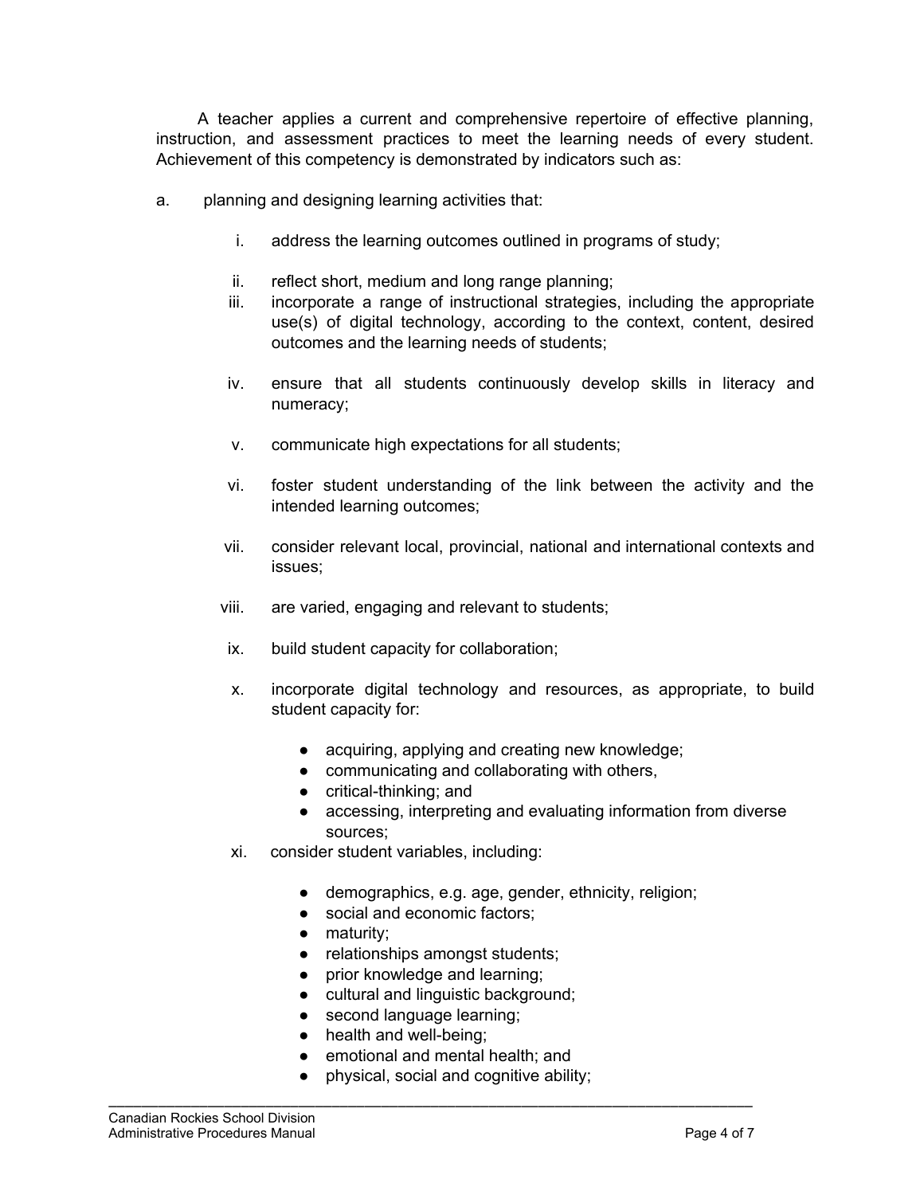A teacher applies a current and comprehensive repertoire of effective planning, instruction, and assessment practices to meet the learning needs of every student. Achievement of this competency is demonstrated by indicators such as:

a. planning and designing learning activities that:

   i. address the learning outcomes outlined in programs of study;

   ii. reflect short, medium and long range planning;

   iii. incorporate a range of instructional strategies, including the appropriate use(s) of digital technology, according to the context, content, desired outcomes and the learning needs of students;

   iv. ensure that all students continuously develop skills in literacy and numeracy;

   v. communicate high expectations for all students;

   vi. foster student understanding of the link between the activity and the intended learning outcomes;

   vii. consider relevant local, provincial, national and international contexts and issues;

   viii. are varied, engaging and relevant to students;

   ix. build student capacity for collaboration;

   x. incorporate digital technology and resources, as appropriate, to build student capacity for:

      - acquiring, applying and creating new knowledge;
      - communicating and collaborating with others,
      - critical-thinking; and
      - accessing, interpreting and evaluating information from diverse sources;

   xi. consider student variables, including:

      - demographics, e.g. age, gender, ethnicity, religion;
      - social and economic factors;
      - maturity;
      - relationships amongst students;
      - prior knowledge and learning;
      - cultural and linguistic background;
      - second language learning;
      - health and well-being;
      - emotional and mental health; and
      - physical, social and cognitive ability;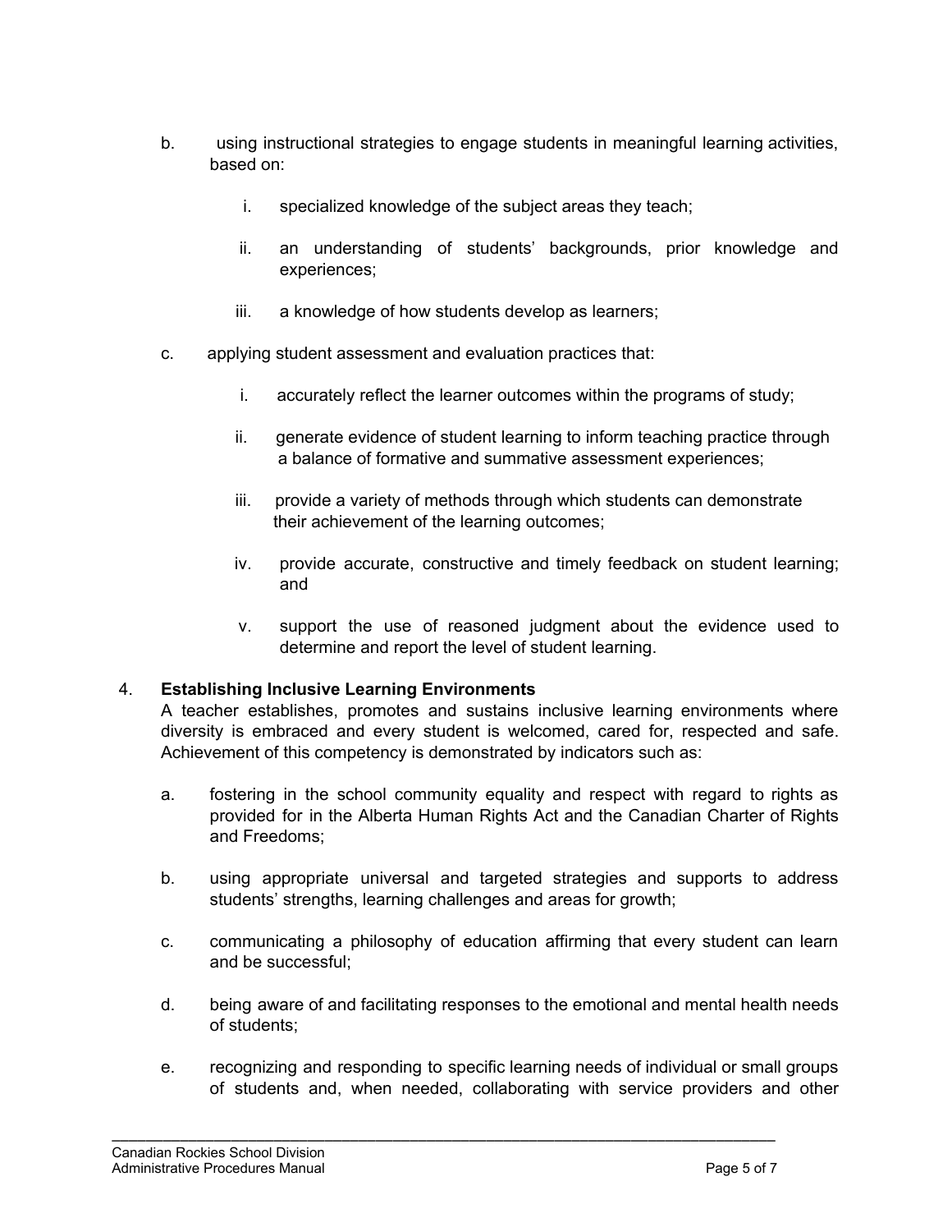b. using instructional strategies to engage students in meaningful learning activities, based on:

   i. specialized knowledge of the subject areas they teach;

   ii. an understanding of students' backgrounds, prior knowledge and experiences;

   iii. a knowledge of how students develop as learners;

c. applying student assessment and evaluation practices that:

   i. accurately reflect the learner outcomes within the programs of study;

   ii. generate evidence of student learning to inform teaching practice through a balance of formative and summative assessment experiences;

   iii. provide a variety of methods through which students can demonstrate their achievement of the learning outcomes;

   iv. provide accurate, constructive and timely feedback on student learning; and

   v. support the use of reasoned judgment about the evidence used to determine and report the level of student learning.

4. **Establishing Inclusive Learning Environments**
   A teacher establishes, promotes and sustains inclusive learning environments where diversity is embraced and every student is welcomed, cared for, respected and safe. Achievement of this competency is demonstrated by indicators such as:

   a. fostering in the school community equality and respect with regard to rights as provided for in the Alberta Human Rights Act and the Canadian Charter of Rights and Freedoms;

   b. using appropriate universal and targeted strategies and supports to address students' strengths, learning challenges and areas for growth;

   c. communicating a philosophy of education affirming that every student can learn and be successful;

   d. being aware of and facilitating responses to the emotional and mental health needs of students;

   e. recognizing and responding to specific learning needs of individual or small groups of students and, when needed, collaborating with service providers and other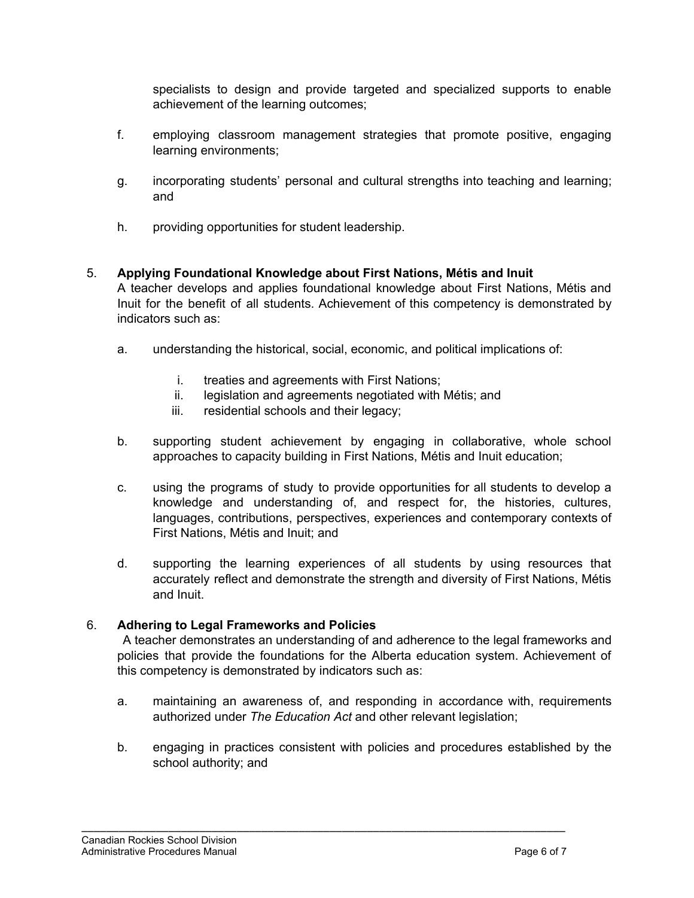specialists to design and provide targeted and specialized supports to enable achievement of the learning outcomes;

f. employing classroom management strategies that promote positive, engaging learning environments;

g. incorporating students' personal and cultural strengths into teaching and learning; and

h. providing opportunities for student leadership.

5. **Applying Foundational Knowledge about First Nations, Métis and Inuit**
A teacher develops and applies foundational knowledge about First Nations, Métis and Inuit for the benefit of all students. Achievement of this competency is demonstrated by indicators such as:

    a. understanding the historical, social, economic, and political implications of:

        i. treaties and agreements with First Nations;
        ii. legislation and agreements negotiated with Métis; and
        iii. residential schools and their legacy;

    b. supporting student achievement by engaging in collaborative, whole school approaches to capacity building in First Nations, Métis and Inuit education;

    c. using the programs of study to provide opportunities for all students to develop a knowledge and understanding of, and respect for, the histories, cultures, languages, contributions, perspectives, experiences and contemporary contexts of First Nations, Métis and Inuit; and

    d. supporting the learning experiences of all students by using resources that accurately reflect and demonstrate the strength and diversity of First Nations, Métis and Inuit.

6. **Adhering to Legal Frameworks and Policies**
A teacher demonstrates an understanding of and adherence to the legal frameworks and policies that provide the foundations for the Alberta education system. Achievement of this competency is demonstrated by indicators such as:

    a. maintaining an awareness of, and responding in accordance with, requirements authorized under *The Education Act* and other relevant legislation;

    b. engaging in practices consistent with policies and procedures established by the school authority; and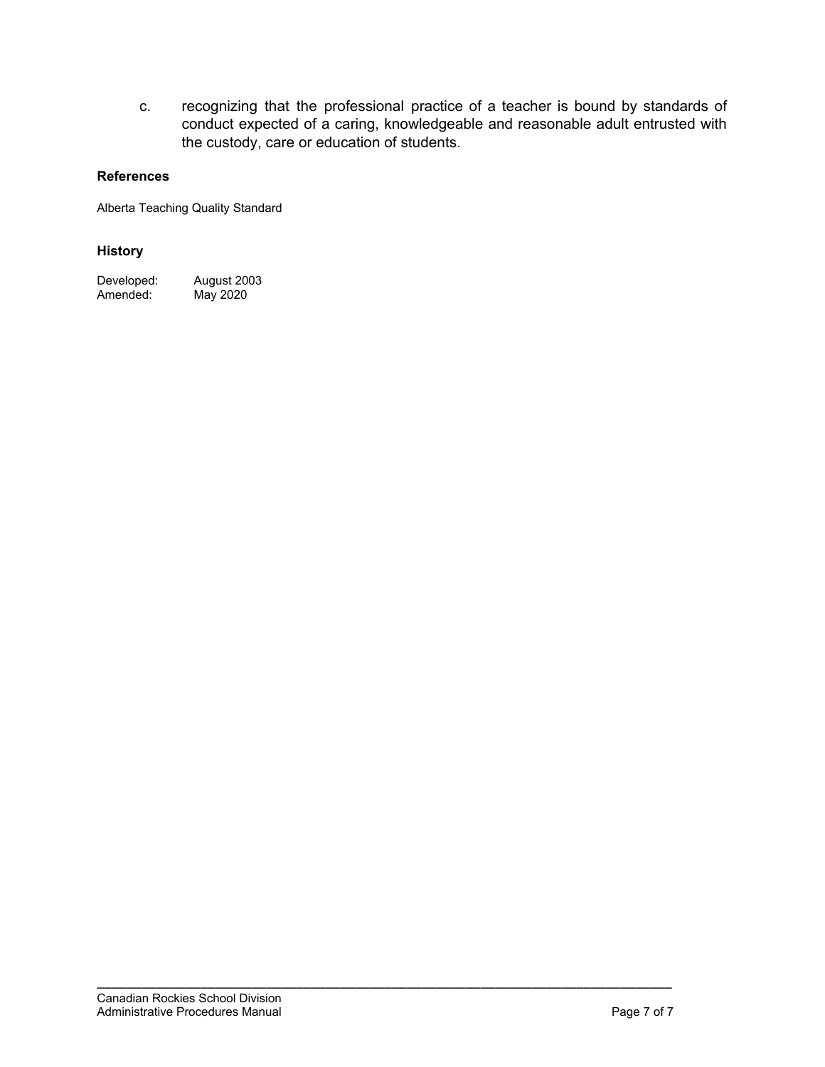c. recognizing that the professional practice of a teacher is bound by standards of conduct expected of a caring, knowledgeable and reasonable adult entrusted with the custody, care or education of students.

**References**

Alberta Teaching Quality Standard

**History**

| | |
|---|---|
| Developed: | August 2003 |
| Amended: | May 2020 |